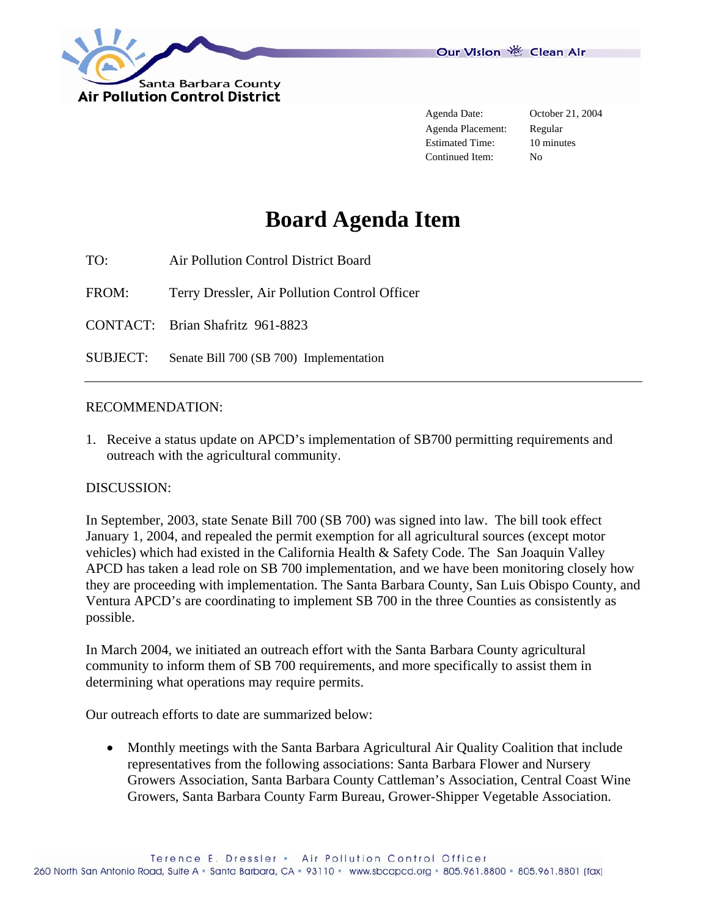Santa Barbara County
Air Pollution Control District

Our Vision Clean Air

| Agenda Date: | October 21, 2004 |
|---|---|
| Agenda Placement: | Regular |
| Estimated Time: | 10 minutes |
| Continued Item: | No |

# Board Agenda Item

TO: Air Pollution Control District Board

FROM: Terry Dressler, Air Pollution Control Officer

CONTACT: Brian Shafritz 961-8823

SUBJECT: Senate Bill 700 (SB 700) Implementation

---

RECOMMENDATION:

1. Receive a status update on APCD's implementation of SB700 permitting requirements and outreach with the agricultural community.

DISCUSSION:

In September, 2003, state Senate Bill 700 (SB 700) was signed into law. The bill took effect January 1, 2004, and repealed the permit exemption for all agricultural sources (except motor vehicles) which had existed in the California Health & Safety Code. The San Joaquin Valley APCD has taken a lead role on SB 700 implementation, and we have been monitoring closely how they are proceeding with implementation. The Santa Barbara County, San Luis Obispo County, and Ventura APCD's are coordinating to implement SB 700 in the three Counties as consistently as possible.

In March 2004, we initiated an outreach effort with the Santa Barbara County agricultural community to inform them of SB 700 requirements, and more specifically to assist them in determining what operations may require permits.

Our outreach efforts to date are summarized below:

- Monthly meetings with the Santa Barbara Agricultural Air Quality Coalition that include representatives from the following associations: Santa Barbara Flower and Nursery Growers Association, Santa Barbara County Cattleman's Association, Central Coast Wine Growers, Santa Barbara County Farm Bureau, Grower-Shipper Vegetable Association.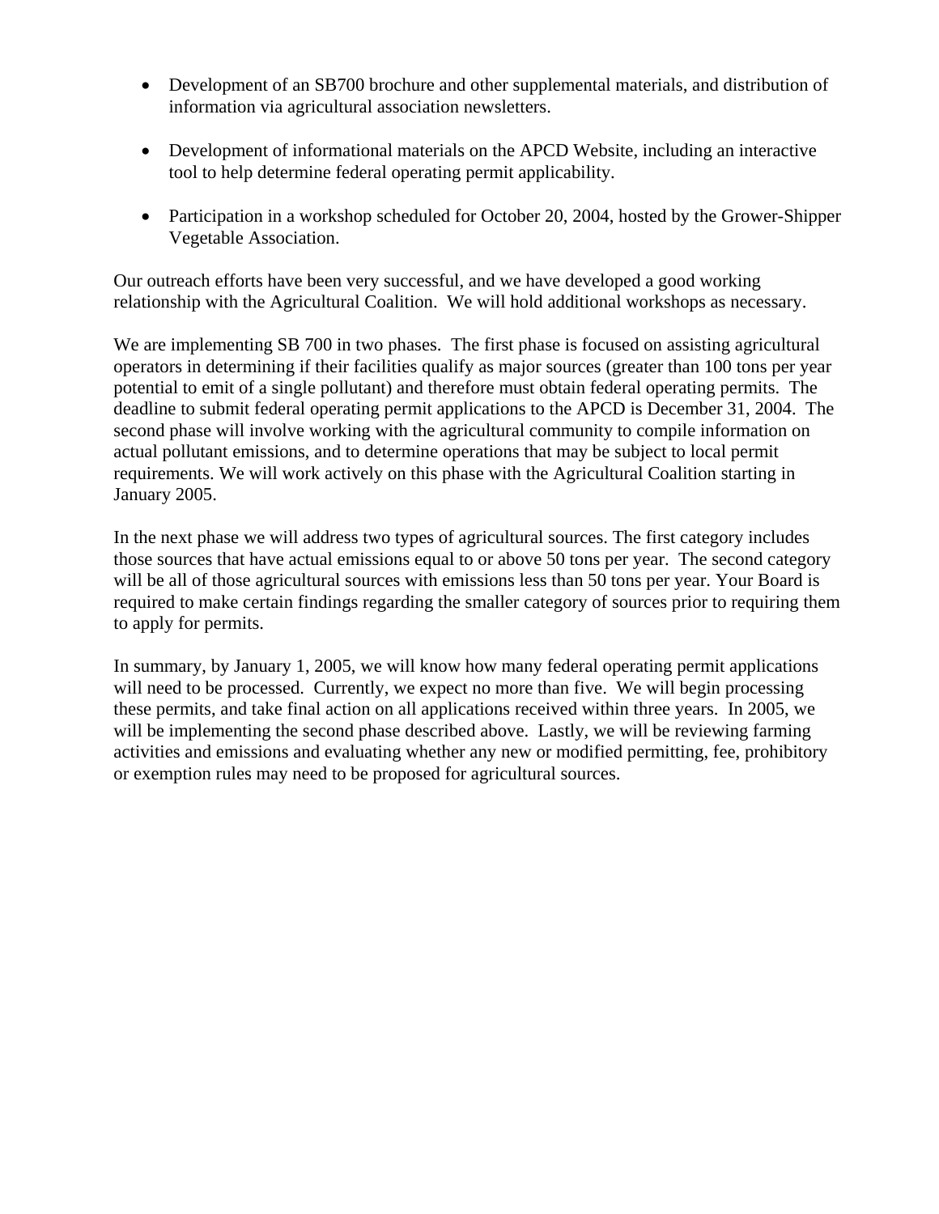- Development of an SB700 brochure and other supplemental materials, and distribution of information via agricultural association newsletters.

- Development of informational materials on the APCD Website, including an interactive tool to help determine federal operating permit applicability.

- Participation in a workshop scheduled for October 20, 2004, hosted by the Grower-Shipper Vegetable Association.

Our outreach efforts have been very successful, and we have developed a good working relationship with the Agricultural Coalition. We will hold additional workshops as necessary.

We are implementing SB 700 in two phases. The first phase is focused on assisting agricultural operators in determining if their facilities qualify as major sources (greater than 100 tons per year potential to emit of a single pollutant) and therefore must obtain federal operating permits. The deadline to submit federal operating permit applications to the APCD is December 31, 2004. The second phase will involve working with the agricultural community to compile information on actual pollutant emissions, and to determine operations that may be subject to local permit requirements. We will work actively on this phase with the Agricultural Coalition starting in January 2005.

In the next phase we will address two types of agricultural sources. The first category includes those sources that have actual emissions equal to or above 50 tons per year. The second category will be all of those agricultural sources with emissions less than 50 tons per year. Your Board is required to make certain findings regarding the smaller category of sources prior to requiring them to apply for permits.

In summary, by January 1, 2005, we will know how many federal operating permit applications will need to be processed. Currently, we expect no more than five. We will begin processing these permits, and take final action on all applications received within three years. In 2005, we will be implementing the second phase described above. Lastly, we will be reviewing farming activities and emissions and evaluating whether any new or modified permitting, fee, prohibitory or exemption rules may need to be proposed for agricultural sources.